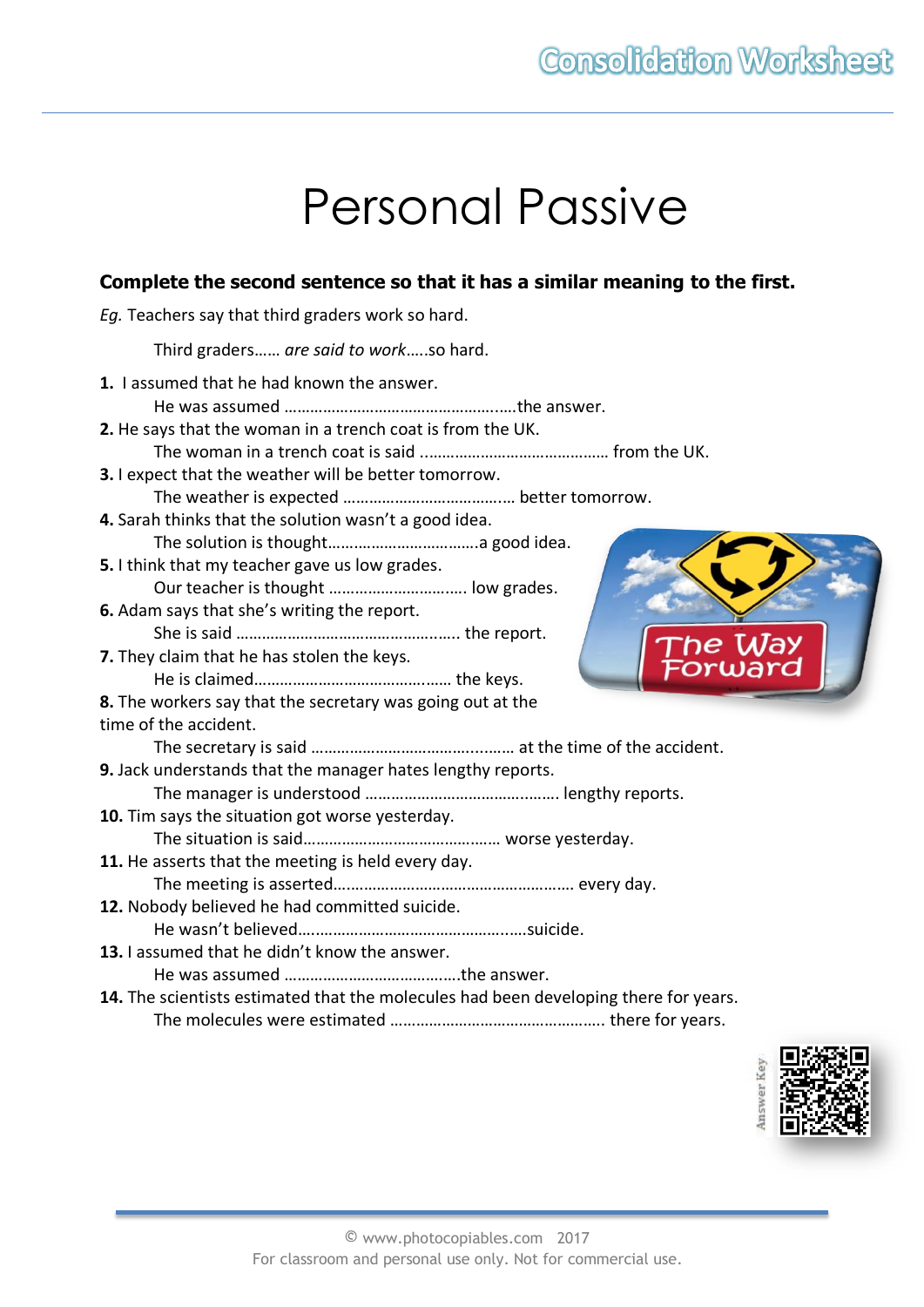# Personal Passive

**Complete the second sentence so that it has a similar meaning to the first.**

*Eg.* Teachers say that third graders work so hard.

Third graders…… *are said to work*…..so hard.

**1.** I assumed that he had known the answer.
He was assumed …………………………………………...….the answer.

**2.** He says that the woman in a trench coat is from the UK.
The woman in a trench coat is said ……………………………………… from the UK.

**3.** I expect that the weather will be better tomorrow.
The weather is expected ……………………………….… better tomorrow.

**4.** Sarah thinks that the solution wasn't a good idea.
The solution is thought……………………………..a good idea.

**5.** I think that my teacher gave us low grades.
Our teacher is thought ………………………….. low grades.

**6.** Adam says that she's writing the report.
She is said ………………………………………….... the report.

**7.** They claim that he has stolen the keys.
He is claimed……………………………….…… the keys.

**8.** The workers say that the secretary was going out at the time of the accident.
The secretary is said ………………………………...…… at the time of the accident.

**9.** Jack understands that the manager hates lengthy reports.
The manager is understood …………………………………...… lengthy reports.

**10.** Tim says the situation got worse yesterday.
The situation is said……………………………………… worse yesterday.

**11.** He asserts that the meeting is held every day.
The meeting is asserted………………………………………………… every day.

**12.** Nobody believed he had committed suicide.
He wasn't believed….……………………………………..….suicide.

**13.** I assumed that he didn't know the answer.
He was assumed ………………………………...the answer.

**14.** The scientists estimated that the molecules had been developing there for years.
The molecules were estimated ………………………………………... there for years.

Answer Key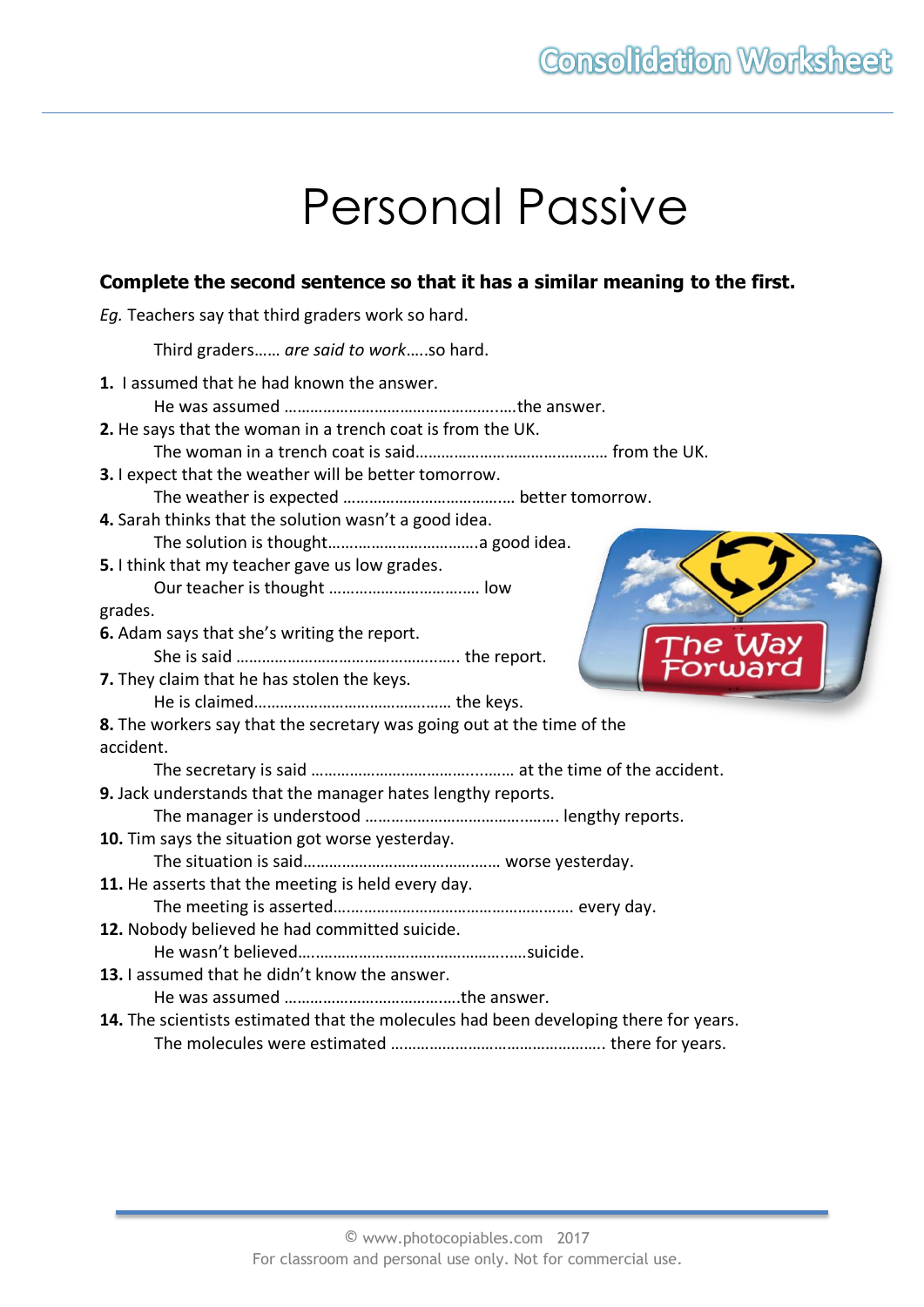# Personal Passive

**Complete the second sentence so that it has a similar meaning to the first.**

*Eg.* Teachers say that third graders work so hard.

Third graders…… *are said to work*…..so hard.

**1.** I assumed that he had known the answer.
He was assumed …………………………………………..…the answer.

**2.** He says that the woman in a trench coat is from the UK.
The woman in a trench coat is said……………………………………… from the UK.

**3.** I expect that the weather will be better tomorrow.
The weather is expected ………………………………… better tomorrow.

**4.** Sarah thinks that the solution wasn't a good idea.
The solution is thought…………………………….a good idea.

**5.** I think that my teacher gave us low grades.
Our teacher is thought ……………………………. low grades.

**6.** Adam says that she's writing the report.
She is said ……………………………………….... the report.

**7.** They claim that he has stolen the keys.
He is claimed……………………………….……… the keys.

**8.** The workers say that the secretary was going out at the time of the accident.
The secretary is said ………………………………...…… at the time of the accident.

**9.** Jack understands that the manager hates lengthy reports.
The manager is understood ……………………………………. lengthy reports.

**10.** Tim says the situation got worse yesterday.
The situation is said……………………………………… worse yesterday.

**11.** He asserts that the meeting is held every day.
The meeting is asserted…………………………………………… every day.

**12.** Nobody believed he had committed suicide.
He wasn't believed….……………………………………..…suicide.

**13.** I assumed that he didn't know the answer.
He was assumed ……………………………..…the answer.

**14.** The scientists estimated that the molecules had been developing there for years.
The molecules were estimated ………………………………………… there for years.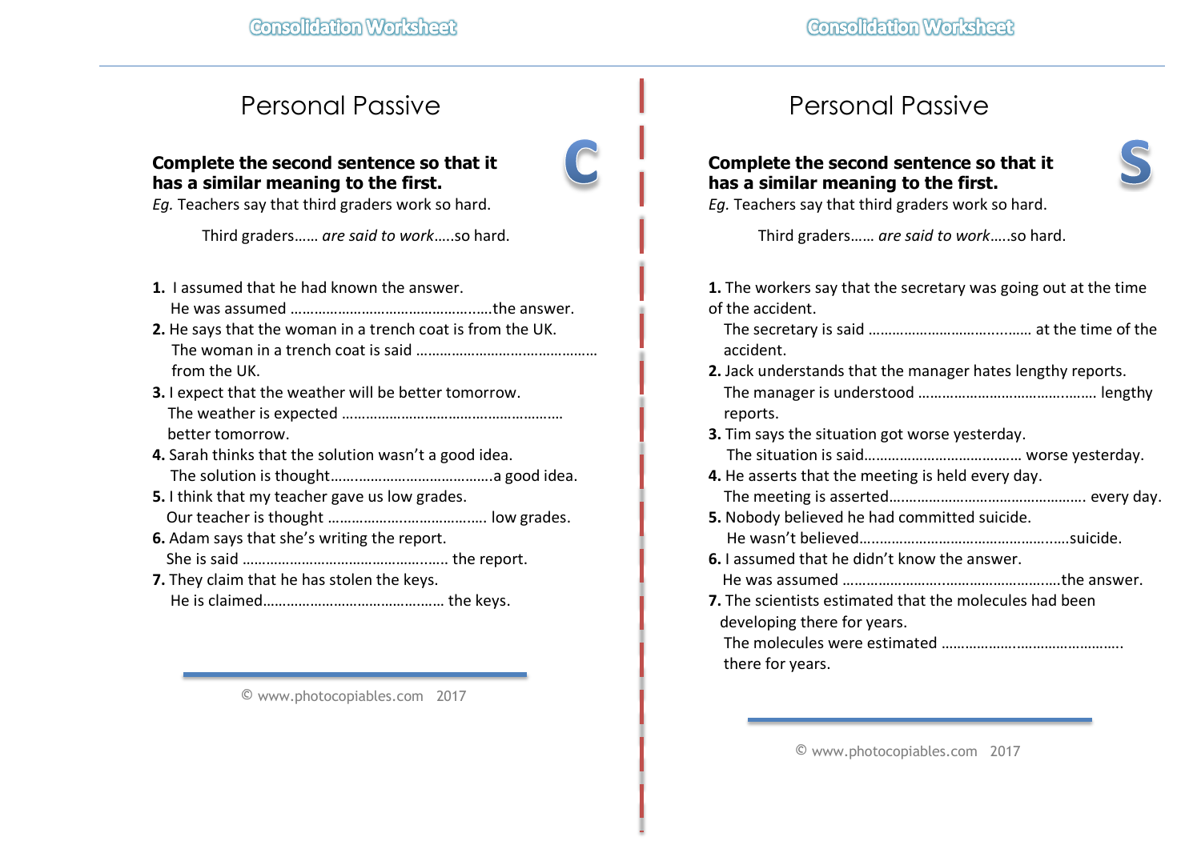# Personal Passive

**C**

**Complete the second sentence so that it has a similar meaning to the first.**

*Eg.* Teachers say that third graders work so hard.

Third graders…… *are said to work*…..so hard.

**1.** I assumed that he had known the answer.
He was assumed ………………………………………….the answer.

**2.** He says that the woman in a trench coat is from the UK.
The woman in a trench coat is said ……………………………………… from the UK.

**3.** I expect that the weather will be better tomorrow.
The weather is expected ……………………………………………… better tomorrow.

**4.** Sarah thinks that the solution wasn't a good idea.
The solution is thought…………………………………a good idea.

**5.** I think that my teacher gave us low grades.
Our teacher is thought ………………………………… low grades.

**6.** Adam says that she's writing the report.
She is said …………………………………………... the report.

**7.** They claim that he has stolen the keys.
He is claimed……………………………………… the keys.

© www.photocopiables.com 2017

# Personal Passive

**S**

**Complete the second sentence so that it has a similar meaning to the first.**

*Eg.* Teachers say that third graders work so hard.

Third graders…… *are said to work*…..so hard.

**1.** The workers say that the secretary was going out at the time of the accident.
The secretary is said ……………………………..…… at the time of the accident.

**2.** Jack understands that the manager hates lengthy reports.
The manager is understood ………………………………….…… lengthy reports.

**3.** Tim says the situation got worse yesterday.
The situation is said………………………………… worse yesterday.

**4.** He asserts that the meeting is held every day.
The meeting is asserted…………………………………………. every day.

**5.** Nobody believed he had committed suicide.
He wasn't believed…………………………………………...suicide.

**6.** I assumed that he didn't know the answer.
He was assumed …………………...…………………….the answer.

**7.** The scientists estimated that the molecules had been developing there for years.
The molecules were estimated …………….……………………. there for years.

© www.photocopiables.com 2017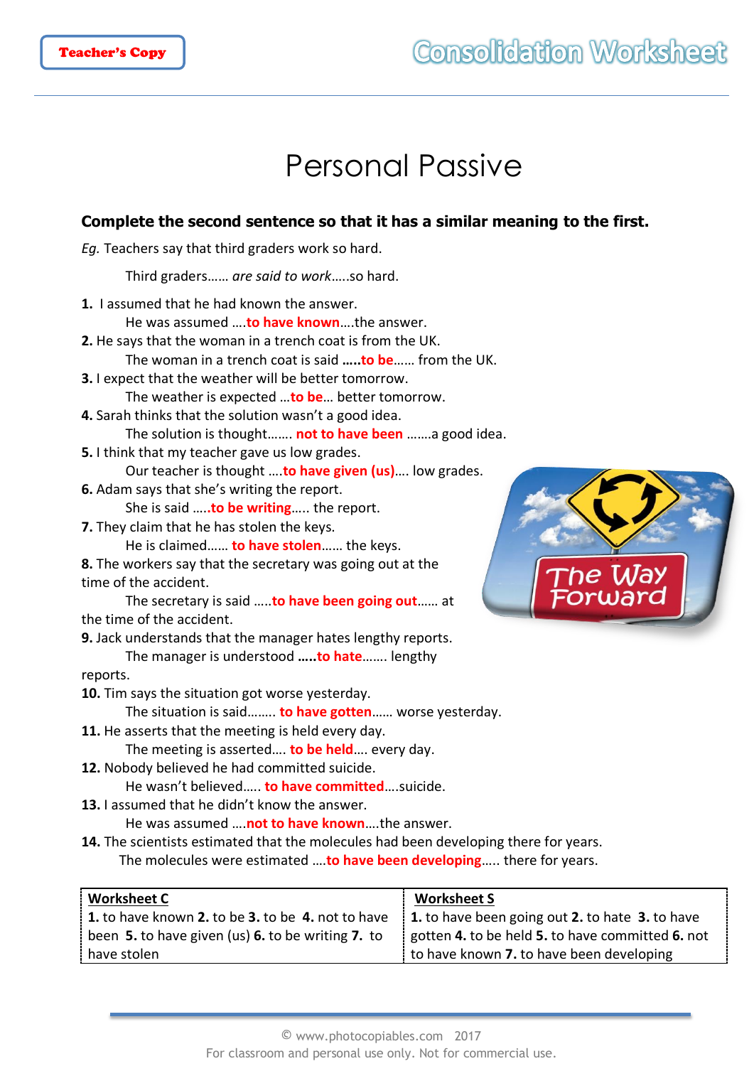Teacher's Copy

Consolidation Worksheet

# Personal Passive

### Complete the second sentence so that it has a similar meaning to the first.

*Eg.* Teachers say that third graders work so hard.

Third graders…… *are said to work*…..so hard.

**1.** I assumed that he had known the answer.
He was assumed ….**to have known**….the answer.

**2.** He says that the woman in a trench coat is from the UK.
The woman in a trench coat is said **…..to be**…… from the UK.

**3.** I expect that the weather will be better tomorrow.
The weather is expected …**to be**… better tomorrow.

**4.** Sarah thinks that the solution wasn't a good idea.
The solution is thought……. **not to have been** …….a good idea.

**5.** I think that my teacher gave us low grades.
Our teacher is thought ….**to have given (us)**…. low grades.

**6.** Adam says that she's writing the report.
She is said …..**to be writing**….. the report.

**7.** They claim that he has stolen the keys.
He is claimed…… **to have stolen**…… the keys.

**8.** The workers say that the secretary was going out at the time of the accident.
The secretary is said …..**to have been going out**…… at the time of the accident.

**9.** Jack understands that the manager hates lengthy reports.
The manager is understood **…..to hate**……. lengthy reports.

**10.** Tim says the situation got worse yesterday.
The situation is said…….. **to have gotten**…… worse yesterday.

**11.** He asserts that the meeting is held every day.
The meeting is asserted…. **to be held**…. every day.

**12.** Nobody believed he had committed suicide.
He wasn't believed….. **to have committed**….suicide.

**13.** I assumed that he didn't know the answer.
He was assumed ….**not to have known**….the answer.

**14.** The scientists estimated that the molecules had been developing there for years.
The molecules were estimated ….**to have been developing**….. there for years.

| **Worksheet C** | **Worksheet S** |
| --- | --- |
| **1.** to have known **2.** to be **3.** to be **4.** not to have been **5.** to have given (us) **6.** to be writing **7.** to have stolen | **1.** to have been going out **2.** to hate **3.** to have gotten **4.** to be held **5.** to have committed **6.** not to have known **7.** to have been developing |

© www.photocopiables.com 2017
For classroom and personal use only. Not for commercial use.